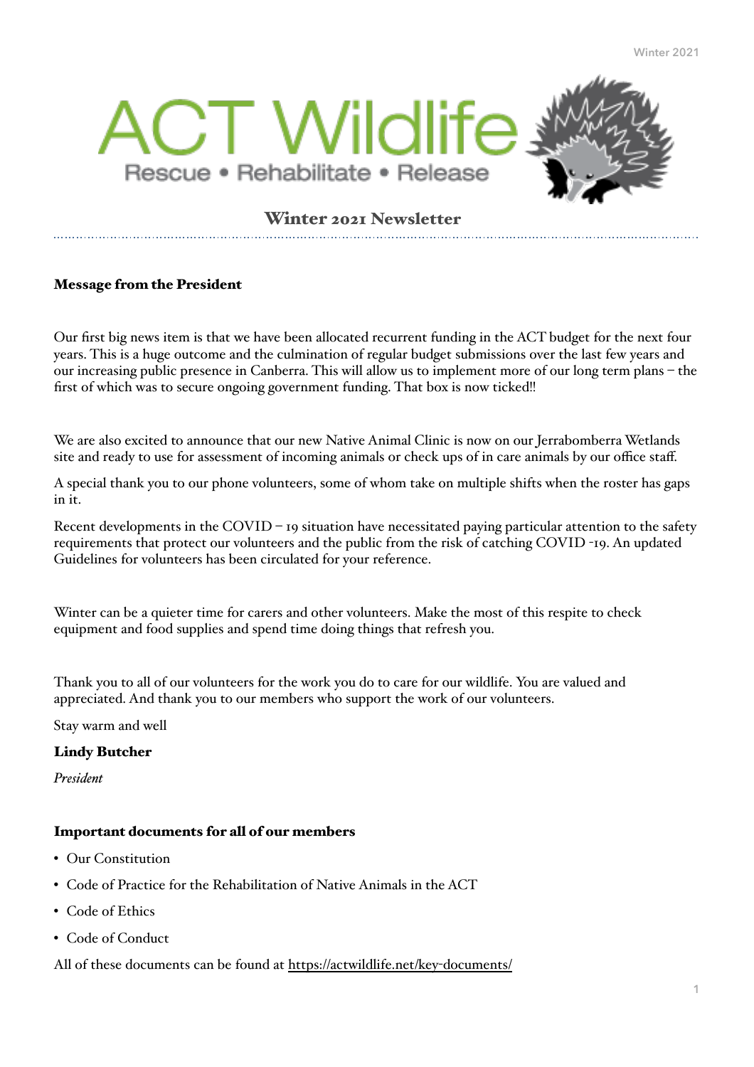# ACT Wildlife

Rescue • Rehabilitate • Release

## Winter 2021 Newsletter

### Message from the President

Our first big news item is that we have been allocated recurrent funding in the ACT budget for the next four years. This is a huge outcome and the culmination of regular budget submissions over the last few years and our increasing public presence in Canberra. This will allow us to implement more of our long term plans – the first of which was to secure ongoing government funding. That box is now ticked!!

We are also excited to announce that our new Native Animal Clinic is now on our Jerrabomberra Wetlands site and ready to use for assessment of incoming animals or check ups of in care animals by our office staff.

A special thank you to our phone volunteers, some of whom take on multiple shifts when the roster has gaps in it.

Recent developments in the COVID – 19 situation have necessitated paying particular attention to the safety requirements that protect our volunteers and the public from the risk of catching COVID -19. An updated Guidelines for volunteers has been circulated for your reference.

Winter can be a quieter time for carers and other volunteers. Make the most of this respite to check equipment and food supplies and spend time doing things that refresh you.

Thank you to all of our volunteers for the work you do to care for our wildlife. You are valued and appreciated. And thank you to our members who support the work of our volunteers.

Stay warm and well

**Lindy Butcher**

*President*

### Important documents for all of our members

- Our Constitution
- Code of Practice for the Rehabilitation of Native Animals in the ACT
- Code of Ethics
- Code of Conduct

All of these documents can be found at https://actwildlife.net/key-documents/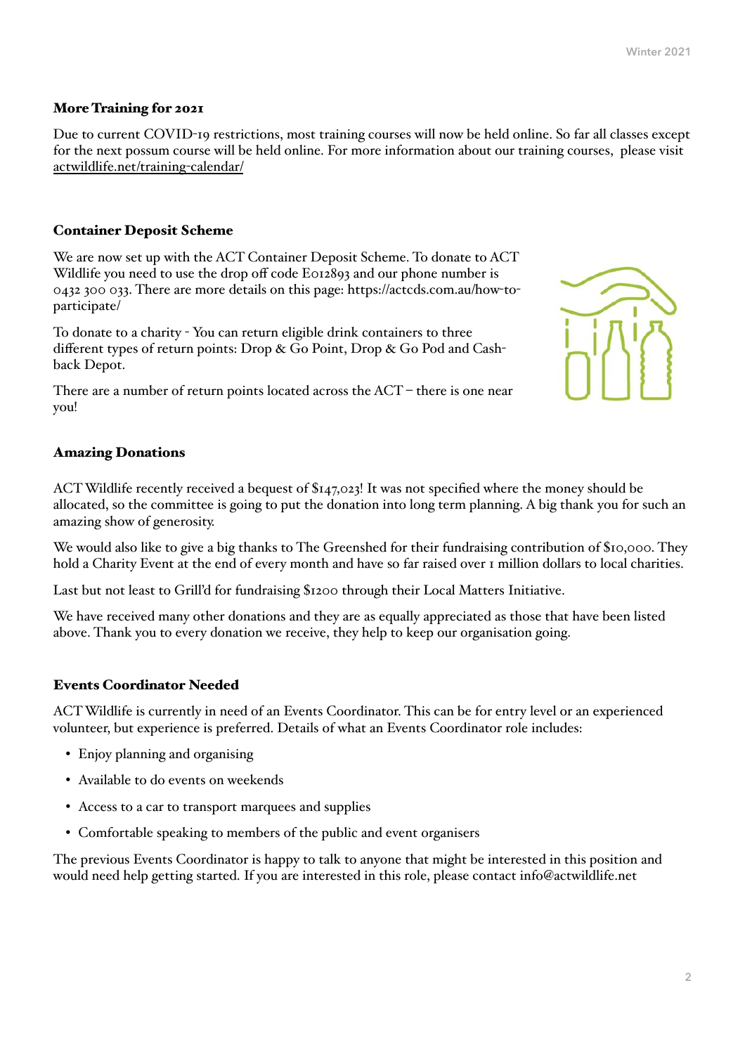## More Training for 2021

Due to current COVID-19 restrictions, most training courses will now be held online. So far all classes except for the next possum course will be held online. For more information about our training courses, please visit actwildlife.net/training-calendar/

## Container Deposit Scheme

We are now set up with the ACT Container Deposit Scheme. To donate to ACT Wildlife you need to use the drop off code E012893 and our phone number is 0432 300 033. There are more details on this page: https://actcds.com.au/how-to-participate/

To donate to a charity - You can return eligible drink containers to three different types of return points: Drop & Go Point, Drop & Go Pod and Cash-back Depot.

There are a number of return points located across the ACT – there is one near you!

## Amazing Donations

ACT Wildlife recently received a bequest of $147,023! It was not specified where the money should be allocated, so the committee is going to put the donation into long term planning. A big thank you for such an amazing show of generosity.

We would also like to give a big thanks to The Greenshed for their fundraising contribution of $10,000. They hold a Charity Event at the end of every month and have so far raised over 1 million dollars to local charities.

Last but not least to Grill'd for fundraising $1200 through their Local Matters Initiative.

We have received many other donations and they are as equally appreciated as those that have been listed above. Thank you to every donation we receive, they help to keep our organisation going.

## Events Coordinator Needed

ACT Wildlife is currently in need of an Events Coordinator. This can be for entry level or an experienced volunteer, but experience is preferred. Details of what an Events Coordinator role includes:

- Enjoy planning and organising
- Available to do events on weekends
- Access to a car to transport marquees and supplies
- Comfortable speaking to members of the public and event organisers

The previous Events Coordinator is happy to talk to anyone that might be interested in this position and would need help getting started. If you are interested in this role, please contact info@actwildlife.net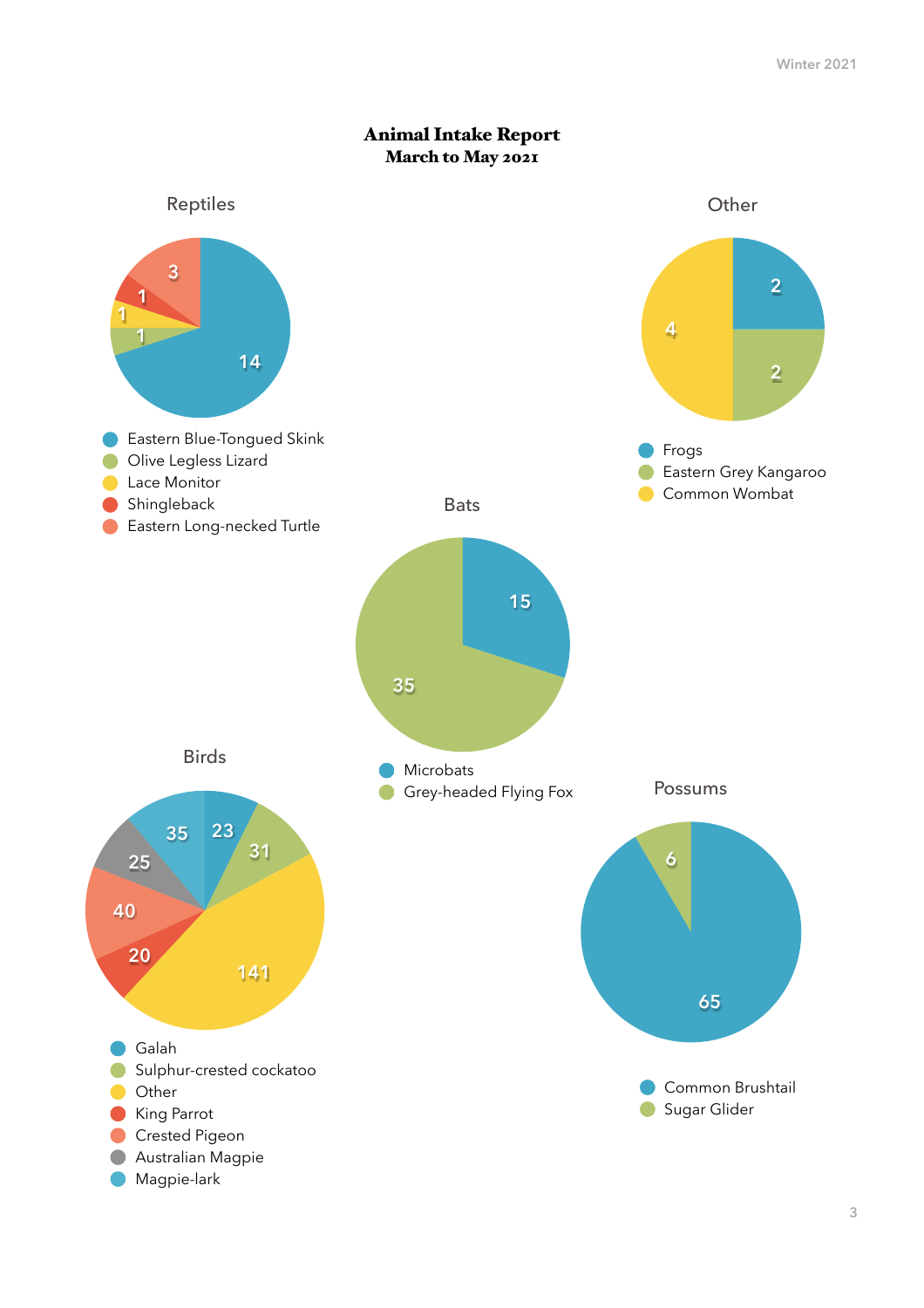# Animal Intake Report
## March to May 2021

### Reptiles

| Species | Count |
| --- | --- |
| Eastern Blue-Tongued Skink | 14 |
| Olive Legless Lizard | 1 |
| Lace Monitor | 1 |
| Shingleback | 1 |
| Eastern Long-necked Turtle | 3 |

### Other

| Species | Count |
| --- | --- |
| Frogs | 2 |
| Eastern Grey Kangaroo | 2 |
| Common Wombat | 4 |

### Bats

| Species | Count |
| --- | --- |
| Microbats | 15 |
| Grey-headed Flying Fox | 35 |

### Birds

| Species | Count |
| --- | --- |
| Galah | 23 |
| Sulphur-crested cockatoo | 31 |
| Other | 141 |
| King Parrot | 20 |
| Crested Pigeon | 40 |
| Australian Magpie | 25 |
| Magpie-lark | 35 |

### Possums

| Species | Count |
| --- | --- |
| Common Brushtail | 65 |
| Sugar Glider | 6 |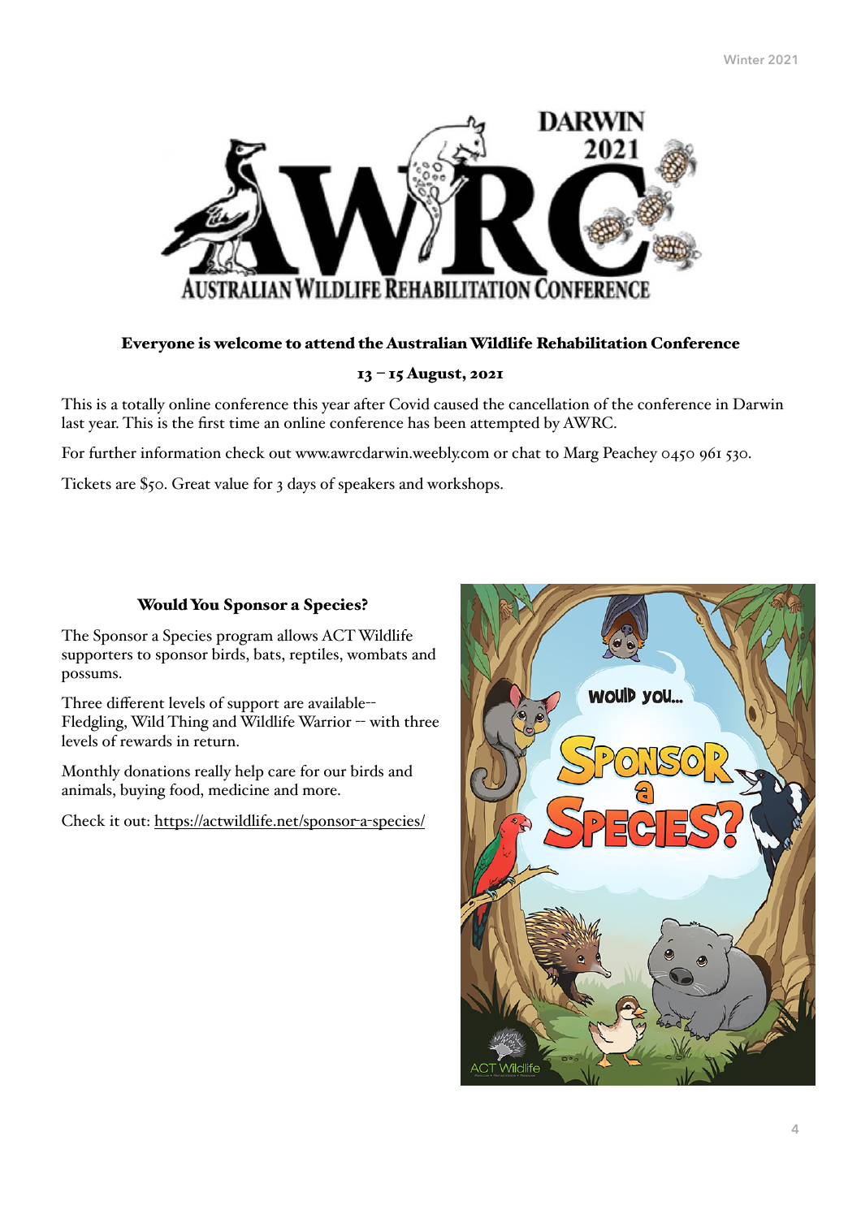**Everyone is welcome to attend the Australian Wildlife Rehabilitation Conference**

**13 – 15 August, 2021**

This is a totally online conference this year after Covid caused the cancellation of the conference in Darwin last year. This is the first time an online conference has been attempted by AWRC.

For further information check out www.awrcdarwin.weebly.com or chat to Marg Peachey 0450 961 530.

Tickets are $50. Great value for 3 days of speakers and workshops.

**Would You Sponsor a Species?**

The Sponsor a Species program allows ACT Wildlife supporters to sponsor birds, bats, reptiles, wombats and possums.

Three different levels of support are available-- Fledgling, Wild Thing and Wildlife Warrior -- with three levels of rewards in return.

Monthly donations really help care for our birds and animals, buying food, medicine and more.

Check it out: https://actwildlife.net/sponsor-a-species/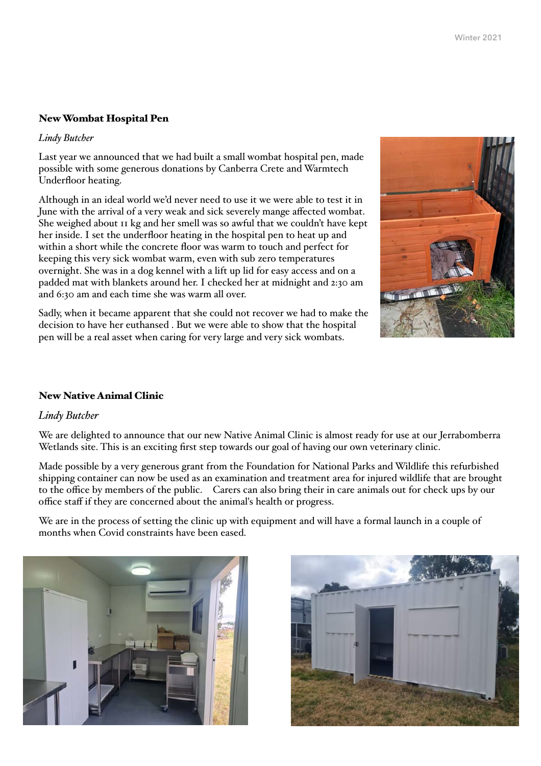## New Wombat Hospital Pen

*Lindy Butcher*

Last year we announced that we had built a small wombat hospital pen, made possible with some generous donations by Canberra Crete and Warmtech Underfloor heating.

Although in an ideal world we'd never need to use it we were able to test it in June with the arrival of a very weak and sick severely mange affected wombat. She weighed about 11 kg and her smell was so awful that we couldn't have kept her inside. I set the underfloor heating in the hospital pen to heat up and within a short while the concrete floor was warm to touch and perfect for keeping this very sick wombat warm, even with sub zero temperatures overnight. She was in a dog kennel with a lift up lid for easy access and on a padded mat with blankets around her. I checked her at midnight and 2:30 am and 6:30 am and each time she was warm all over.

Sadly, when it became apparent that she could not recover we had to make the decision to have her euthansed . But we were able to show that the hospital pen will be a real asset when caring for very large and very sick wombats.

## New Native Animal Clinic

*Lindy Butcher*

We are delighted to announce that our new Native Animal Clinic is almost ready for use at our Jerrabomberra Wetlands site. This is an exciting first step towards our goal of having our own veterinary clinic.

Made possible by a very generous grant from the Foundation for National Parks and Wildlife this refurbished shipping container can now be used as an examination and treatment area for injured wildlife that are brought to the office by members of the public. Carers can also bring their in care animals out for check ups by our office staff if they are concerned about the animal's health or progress.

We are in the process of setting the clinic up with equipment and will have a formal launch in a couple of months when Covid constraints have been eased.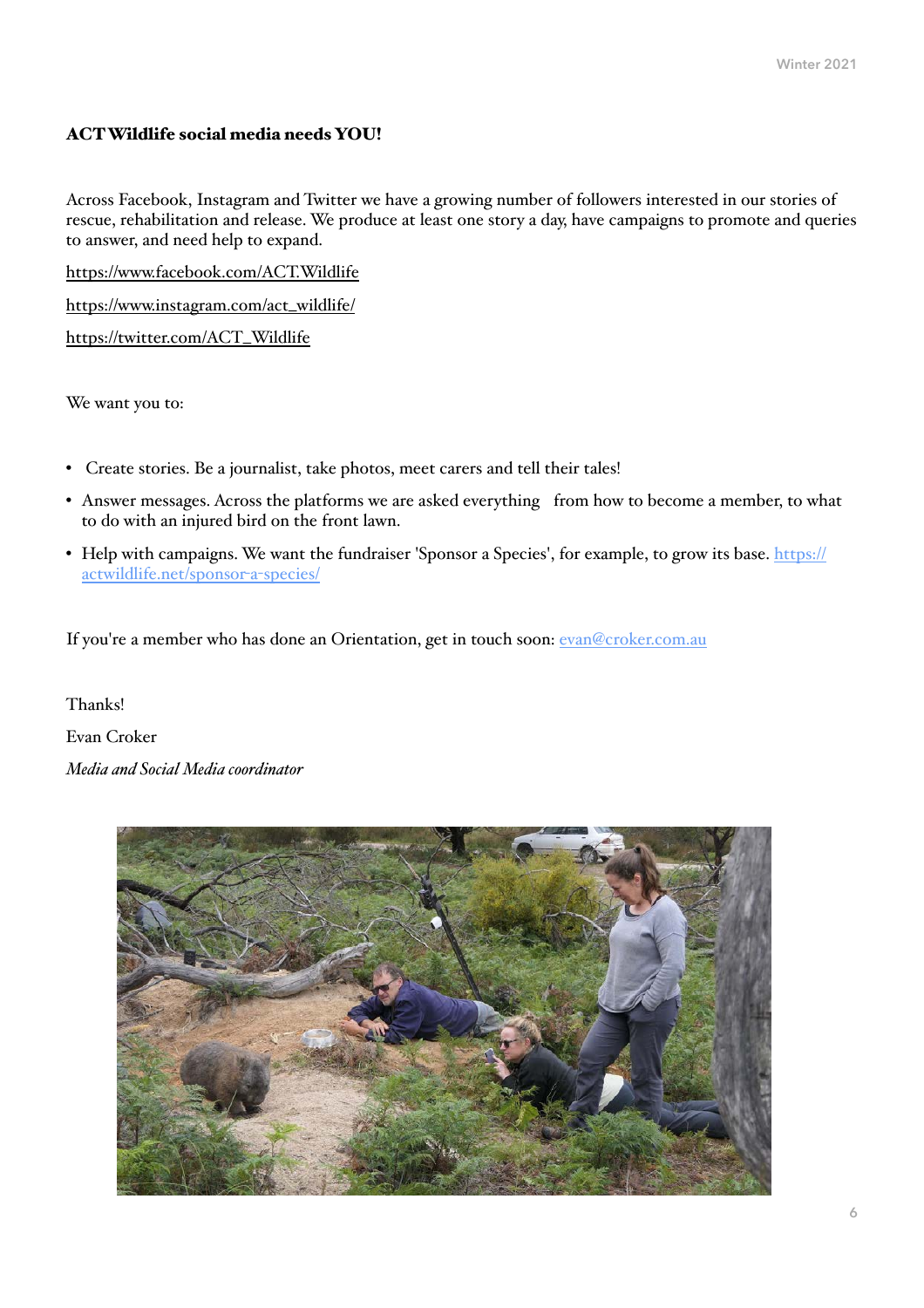**ACT Wildlife social media needs YOU!**

Across Facebook, Instagram and Twitter we have a growing number of followers interested in our stories of rescue, rehabilitation and release. We produce at least one story a day, have campaigns to promote and queries to answer, and need help to expand.

https://www.facebook.com/ACT.Wildlife

https://www.instagram.com/act_wildlife/

https://twitter.com/ACT_Wildlife

We want you to:

- Create stories. Be a journalist, take photos, meet carers and tell their tales!
- Answer messages. Across the platforms we are asked everything from how to become a member, to what to do with an injured bird on the front lawn.
- Help with campaigns. We want the fundraiser 'Sponsor a Species', for example, to grow its base. https://actwildlife.net/sponsor-a-species/

If you're a member who has done an Orientation, get in touch soon: evan@croker.com.au

Thanks!

Evan Croker

*Media and Social Media coordinator*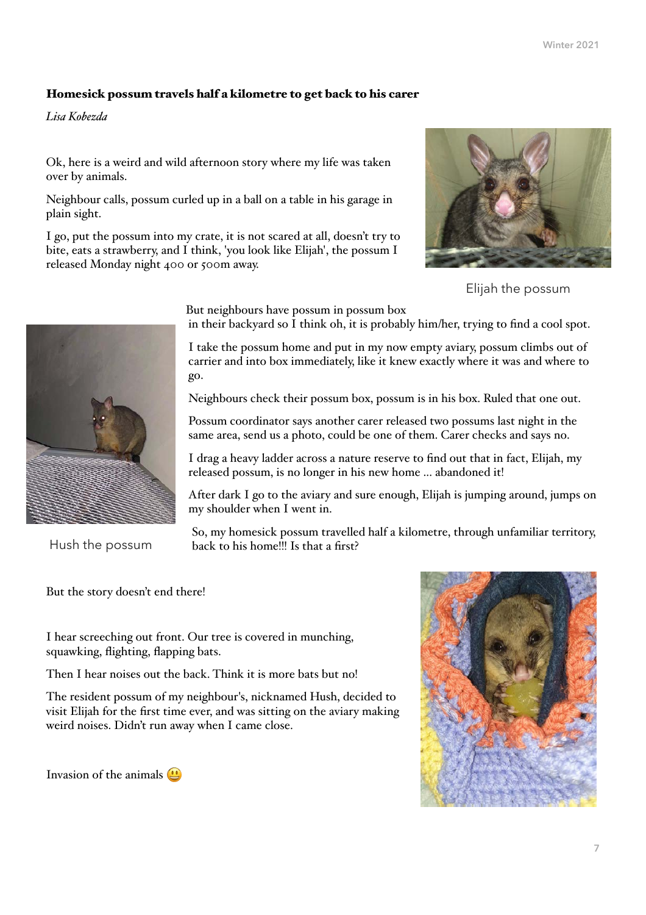### Homesick possum travels half a kilometre to get back to his carer

*Lisa Kobezda*

Ok, here is a weird and wild afternoon story where my life was taken over by animals.

Neighbour calls, possum curled up in a ball on a table in his garage in plain sight.

I go, put the possum into my crate, it is not scared at all, doesn't try to bite, eats a strawberry, and I think, 'you look like Elijah', the possum I released Monday night 400 or 500m away.

Elijah the possum

But neighbours have possum in possum box in their backyard so I think oh, it is probably him/her, trying to find a cool spot.

I take the possum home and put in my now empty aviary, possum climbs out of carrier and into box immediately, like it knew exactly where it was and where to go.

Neighbours check their possum box, possum is in his box. Ruled that one out.

Possum coordinator says another carer released two possums last night in the same area, send us a photo, could be one of them. Carer checks and says no.

I drag a heavy ladder across a nature reserve to find out that in fact, Elijah, my released possum, is no longer in his new home ... abandoned it!

After dark I go to the aviary and sure enough, Elijah is jumping around, jumps on my shoulder when I went in.

So, my homesick possum travelled half a kilometre, through unfamiliar territory, back to his home!!! Is that a first?

Hush the possum

But the story doesn't end there!

I hear screeching out front. Our tree is covered in munching, squawking, flighting, flapping bats.

Then I hear noises out the back. Think it is more bats but no!

The resident possum of my neighbour's, nicknamed Hush, decided to visit Elijah for the first time ever, and was sitting on the aviary making weird noises. Didn't run away when I came close.

Invasion of the animals 😃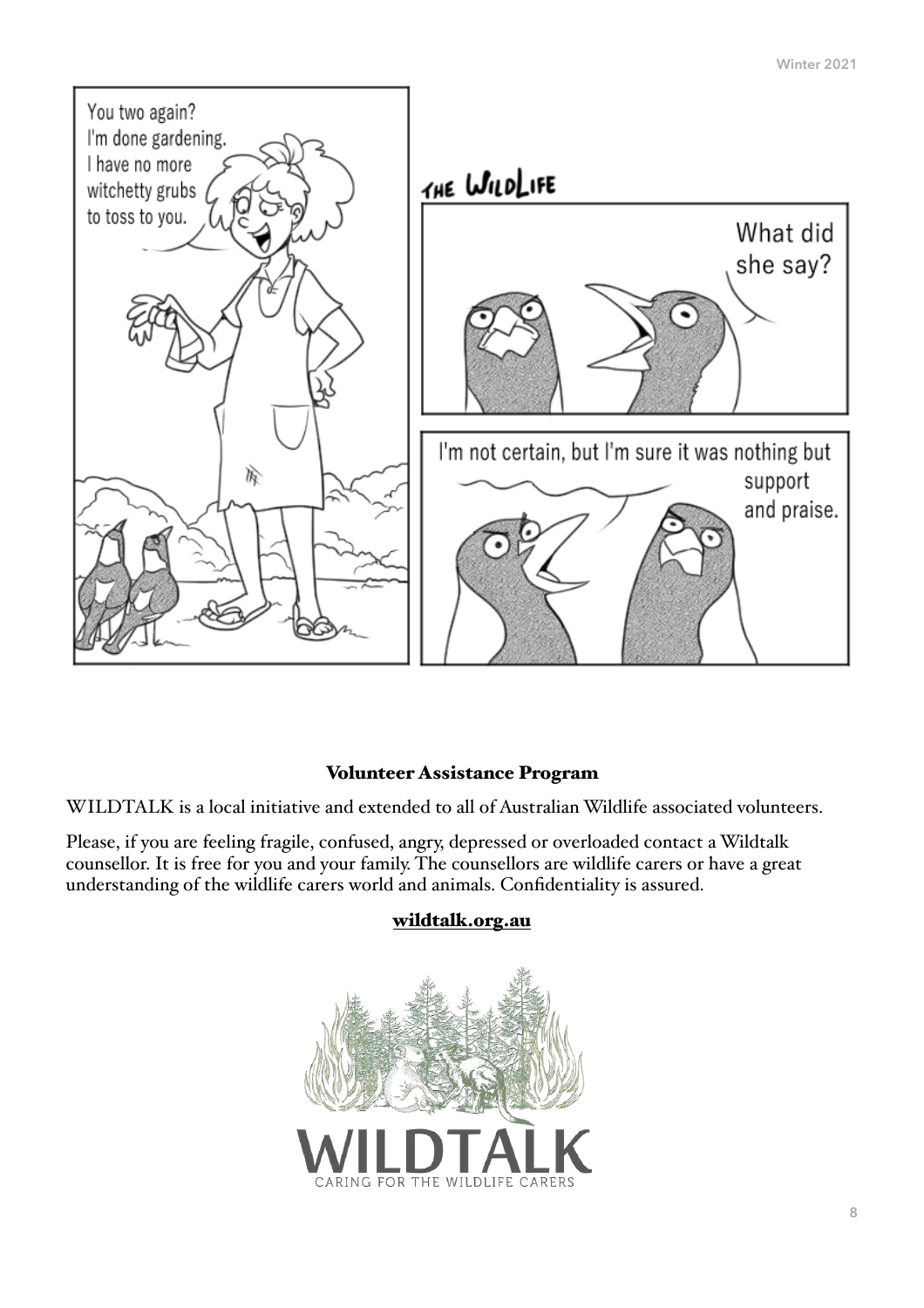You two again? I'm done gardening. I have no more witchetty grubs to toss to you.

THE WILDLIFE

What did she say?

I'm not certain, but I'm sure it was nothing but support and praise.

**Volunteer Assistance Program**

WILDTALK is a local initiative and extended to all of Australian Wildlife associated volunteers.

Please, if you are feeling fragile, confused, angry, depressed or overloaded contact a Wildtalk counsellor. It is free for you and your family. The counsellors are wildlife carers or have a great understanding of the wildlife carers world and animals. Confidentiality is assured.

**wildtalk.org.au**

WILDTALK

CARING FOR THE WILDLIFE CARERS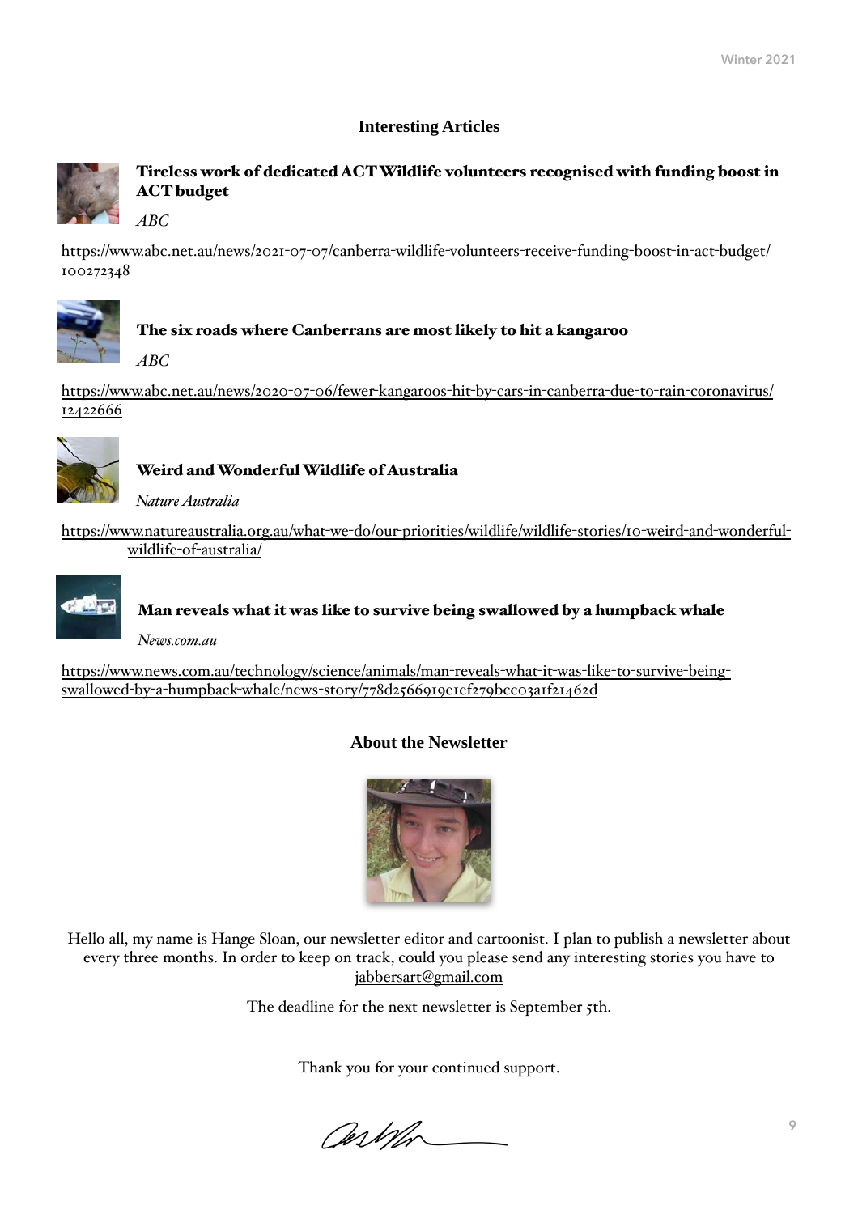## Interesting Articles

### Tireless work of dedicated ACT Wildlife volunteers recognised with funding boost in ACT budget

*ABC*

https://www.abc.net.au/news/2021-07-07/canberra-wildlife-volunteers-receive-funding-boost-in-act-budget/100272348

### The six roads where Canberrans are most likely to hit a kangaroo

*ABC*

https://www.abc.net.au/news/2020-07-06/fewer-kangaroos-hit-by-cars-in-canberra-due-to-rain-coronavirus/12422666

### Weird and Wonderful Wildlife of Australia

*Nature Australia*

https://www.natureaustralia.org.au/what-we-do/our-priorities/wildlife/wildlife-stories/10-weird-and-wonderful-wildlife-of-australia/

### Man reveals what it was like to survive being swallowed by a humpback whale

*News.com.au*

https://www.news.com.au/technology/science/animals/man-reveals-what-it-was-like-to-survive-being-swallowed-by-a-humpback-whale/news-story/778d2566919e1ef279bcc03a1f21462d

## About the Newsletter

Hello all, my name is Hange Sloan, our newsletter editor and cartoonist. I plan to publish a newsletter about every three months. In order to keep on track, could you please send any interesting stories you have to jabbersart@gmail.com

The deadline for the next newsletter is September 5th.

Thank you for your continued support.